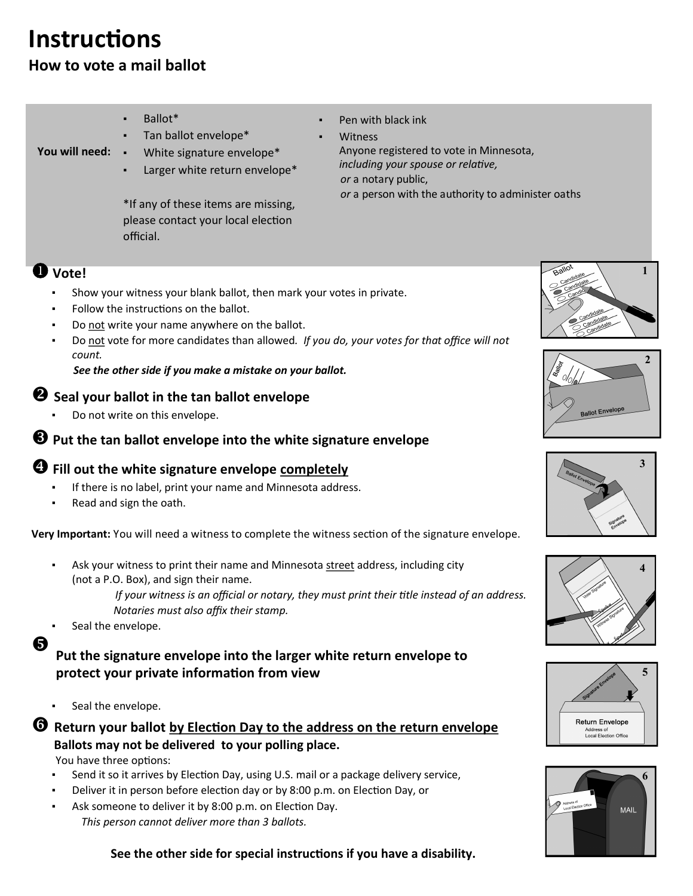# Instructions

## How to vote a mail ballot

**You will need:**

- Ballot*
- Tan ballot envelope*
- White signature envelope*
- Larger white return envelope*

*If any of these items are missing, please contact your local election official.

- Pen with black ink
- Witness
  Anyone registered to vote in Minnesota, *including your spouse or relative,*
  *or* a notary public,
  *or* a person with the authority to administer oaths

### ❶ Vote!

- Show your witness your blank ballot, then mark your votes in private.
- Follow the instructions on the ballot.
- Do not write your name anywhere on the ballot.
- Do not vote for more candidates than allowed. *If you do, your votes for that office will not count.*

  ***See the other side if you make a mistake on your ballot.***

### ❷ Seal your ballot in the tan ballot envelope

- Do not write on this envelope.

### ❸ Put the tan ballot envelope into the white signature envelope

### ❹ Fill out the white signature envelope completely

- If there is no label, print your name and Minnesota address.
- Read and sign the oath.

**Very Important:** You will need a witness to complete the witness section of the signature envelope.

- Ask your witness to print their name and Minnesota street address, including city (not a P.O. Box), and sign their name.

  *If your witness is an official or notary, they must print their title instead of an address. Notaries must also affix their stamp.*
- Seal the envelope.

### ❺ Put the signature envelope into the larger white return envelope to protect your private information from view

- Seal the envelope.

### ❻ Return your ballot by Election Day to the address on the return envelope

**Ballots may not be delivered to your polling place.**

You have three options:

- Send it so it arrives by Election Day, using U.S. mail or a package delivery service,
- Deliver it in person before election day or by 8:00 p.m. on Election Day, or
- Ask someone to deliver it by 8:00 p.m. on Election Day.

  *This person cannot deliver more than 3 ballots.*

**See the other side for special instructions if you have a disability.**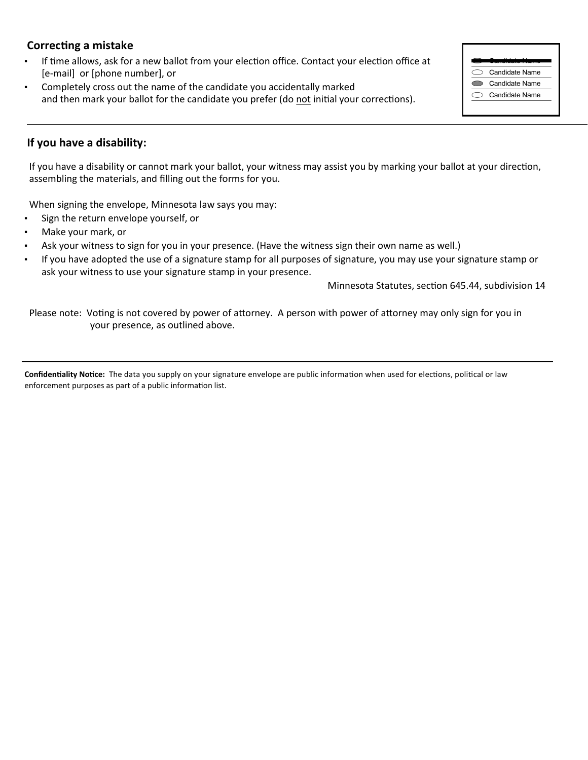## Correcting a mistake

- If time allows, ask for a new ballot from your election office. Contact your election office at [e-mail] or [phone number], or
- Completely cross out the name of the candidate you accidentally marked and then mark your ballot for the candidate you prefer (do not initial your corrections).

Candidate Name
Candidate Name
Candidate Name
Candidate Name

## If you have a disability:

If you have a disability or cannot mark your ballot, your witness may assist you by marking your ballot at your direction, assembling the materials, and filling out the forms for you.

When signing the envelope, Minnesota law says you may:

- Sign the return envelope yourself, or
- Make your mark, or
- Ask your witness to sign for you in your presence. (Have the witness sign their own name as well.)
- If you have adopted the use of a signature stamp for all purposes of signature, you may use your signature stamp or ask your witness to use your signature stamp in your presence.

Minnesota Statutes, section 645.44, subdivision 14

Please note: Voting is not covered by power of attorney. A person with power of attorney may only sign for you in your presence, as outlined above.

---

**Confidentiality Notice:** The data you supply on your signature envelope are public information when used for elections, political or law enforcement purposes as part of a public information list.